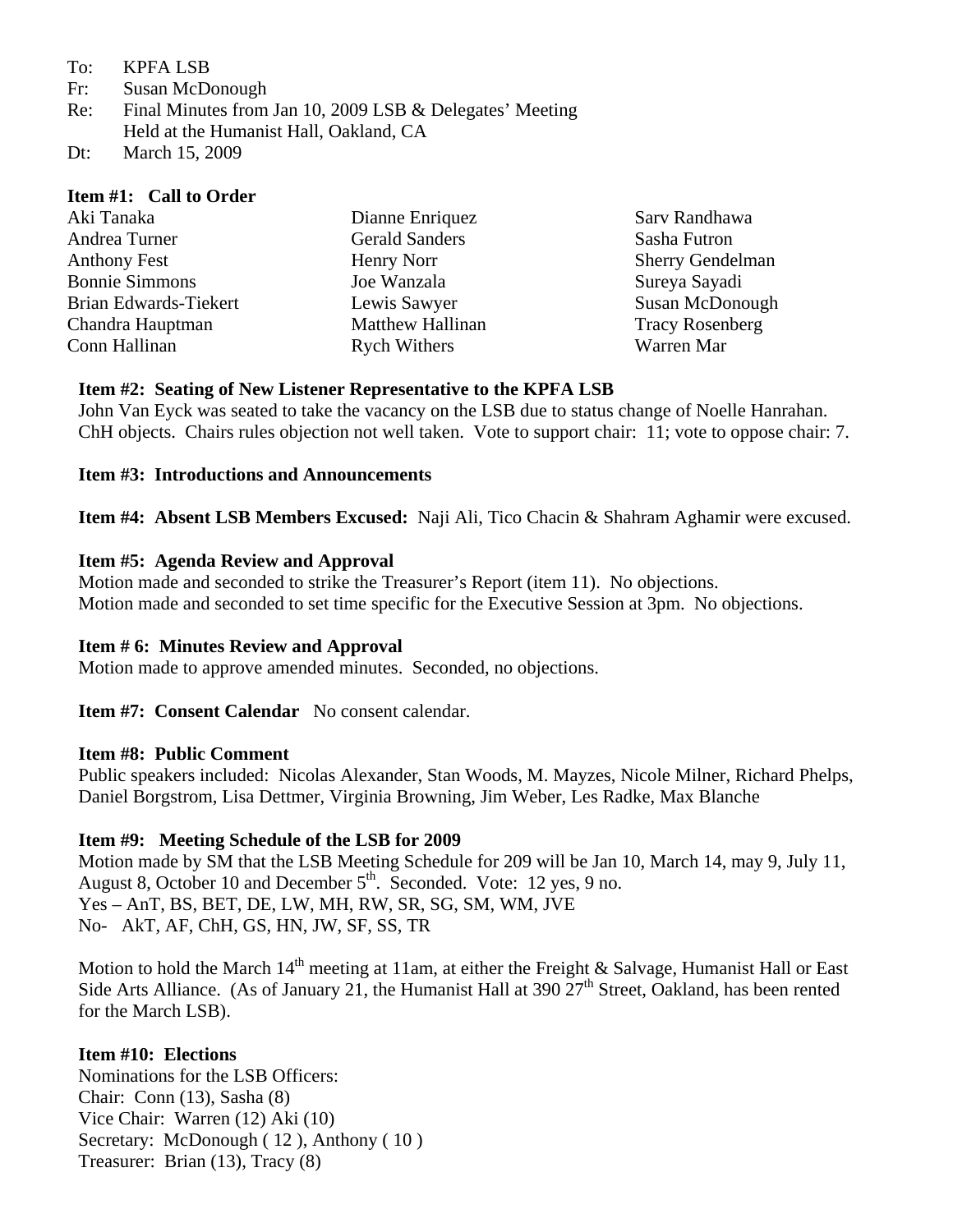To: KPFA LSB
Fr: Susan McDonough
Re: Final Minutes from Jan 10, 2009 LSB & Delegates' Meeting
Held at the Humanist Hall, Oakland, CA
Dt: March 15, 2009

**Item #1: Call to Order**

Aki Tanaka
Andrea Turner
Anthony Fest
Bonnie Simmons
Brian Edwards-Tiekert
Chandra Hauptman
Conn Hallinan
Dianne Enriquez
Gerald Sanders
Henry Norr
Joe Wanzala
Lewis Sawyer
Matthew Hallinan
Rych Withers
Sarv Randhawa
Sasha Futron
Sherry Gendelman
Sureya Sayadi
Susan McDonough
Tracy Rosenberg
Warren Mar

**Item #2: Seating of New Listener Representative to the KPFA LSB**

John Van Eyck was seated to take the vacancy on the LSB due to status change of Noelle Hanrahan. ChH objects. Chairs rules objection not well taken. Vote to support chair: 11; vote to oppose chair: 7.

**Item #3: Introductions and Announcements**

**Item #4: Absent LSB Members Excused:** Naji Ali, Tico Chacin & Shahram Aghamir were excused.

**Item #5: Agenda Review and Approval**

Motion made and seconded to strike the Treasurer's Report (item 11). No objections.
Motion made and seconded to set time specific for the Executive Session at 3pm. No objections.

**Item # 6: Minutes Review and Approval**

Motion made to approve amended minutes. Seconded, no objections.

**Item #7: Consent Calendar** No consent calendar.

**Item #8: Public Comment**

Public speakers included: Nicolas Alexander, Stan Woods, M. Mayzes, Nicole Milner, Richard Phelps, Daniel Borgstrom, Lisa Dettmer, Virginia Browning, Jim Weber, Les Radke, Max Blanche

**Item #9: Meeting Schedule of the LSB for 2009**

Motion made by SM that the LSB Meeting Schedule for 209 will be Jan 10, March 14, may 9, July 11, August 8, October 10 and December 5th. Seconded. Vote: 12 yes, 9 no.
Yes – AnT, BS, BET, DE, LW, MH, RW, SR, SG, SM, WM, JVE
No- AkT, AF, ChH, GS, HN, JW, SF, SS, TR

Motion to hold the March 14th meeting at 11am, at either the Freight & Salvage, Humanist Hall or East Side Arts Alliance. (As of January 21, the Humanist Hall at 390 27th Street, Oakland, has been rented for the March LSB).

**Item #10: Elections**

Nominations for the LSB Officers:
Chair: Conn (13), Sasha (8)
Vice Chair: Warren (12) Aki (10)
Secretary: McDonough ( 12 ), Anthony ( 10 )
Treasurer: Brian (13), Tracy (8)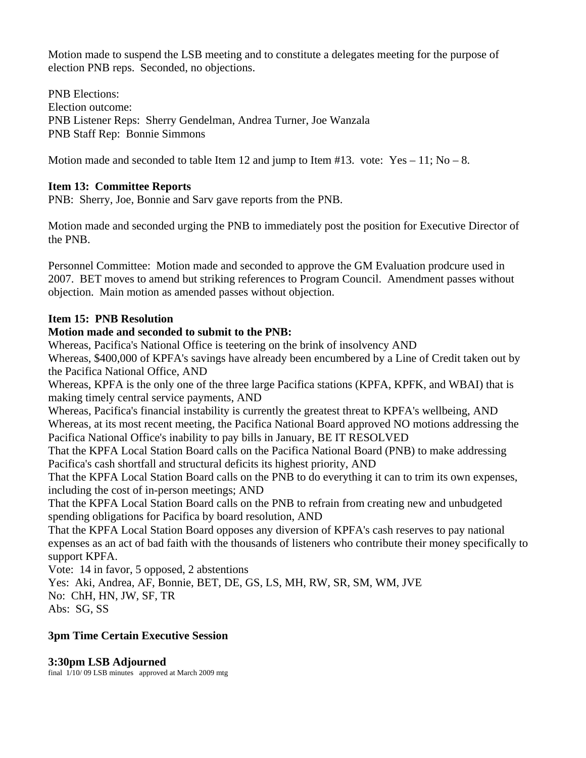Motion made to suspend the LSB meeting and to constitute a delegates meeting for the purpose of election PNB reps.  Seconded, no objections.

PNB Elections:
Election outcome:
PNB Listener Reps:  Sherry Gendelman, Andrea Turner, Joe Wanzala
PNB Staff Rep:  Bonnie Simmons

Motion made and seconded to table Item 12 and jump to Item #13.  vote:  Yes – 11; No – 8.

**Item 13:  Committee Reports**

PNB:  Sherry, Joe, Bonnie and Sarv gave reports from the PNB.

Motion made and seconded urging the PNB to immediately post the position for Executive Director of the PNB.

Personnel Committee:  Motion made and seconded to approve the GM Evaluation prodcure used in 2007.  BET moves to amend but striking references to Program Council.  Amendment passes without objection.  Main motion as amended passes without objection.

**Item 15:  PNB Resolution**

**Motion made and seconded to submit to the PNB:**

Whereas, Pacifica's National Office is teetering on the brink of insolvency AND
Whereas, $400,000 of KPFA's savings have already been encumbered by a Line of Credit taken out by the Pacifica National Office, AND
Whereas, KPFA is the only one of the three large Pacifica stations (KPFA, KPFK, and WBAI) that is making timely central service payments, AND
Whereas, Pacifica's financial instability is currently the greatest threat to KPFA's wellbeing, AND
Whereas, at its most recent meeting, the Pacifica National Board approved NO motions addressing the Pacifica National Office's inability to pay bills in January, BE IT RESOLVED
That the KPFA Local Station Board calls on the Pacifica National Board (PNB) to make addressing Pacifica's cash shortfall and structural deficits its highest priority, AND
That the KPFA Local Station Board calls on the PNB to do everything it can to trim its own expenses, including the cost of in-person meetings; AND
That the KPFA Local Station Board calls on the PNB to refrain from creating new and unbudgeted spending obligations for Pacifica by board resolution, AND
That the KPFA Local Station Board opposes any diversion of KPFA's cash reserves to pay national expenses as an act of bad faith with the thousands of listeners who contribute their money specifically to support KPFA.
Vote:  14 in favor, 5 opposed, 2 abstentions
Yes:  Aki, Andrea, AF, Bonnie, BET, DE, GS, LS, MH, RW, SR, SM, WM, JVE
No:  ChH, HN, JW, SF, TR
Abs:  SG, SS

**3pm Time Certain Executive Session**

**3:30pm LSB Adjourned**

final  1/10/ 09 LSB minutes   approved at March 2009 mtg